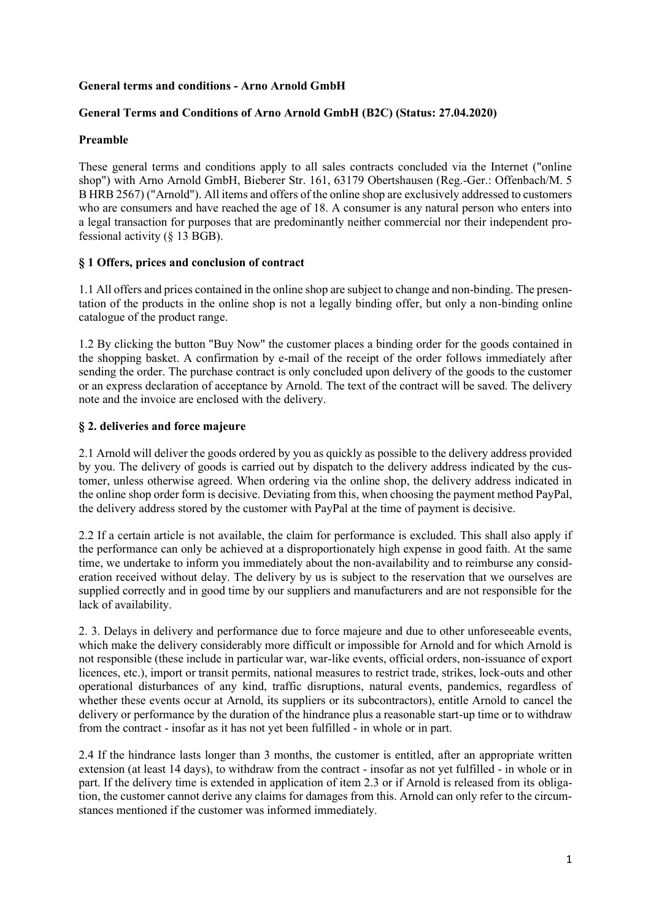**General terms and conditions - Arno Arnold GmbH**

**General Terms and Conditions of Arno Arnold GmbH (B2C) (Status: 27.04.2020)**

**Preamble**

These general terms and conditions apply to all sales contracts concluded via the Internet ("online shop") with Arno Arnold GmbH, Bieberer Str. 161, 63179 Obertshausen (Reg.-Ger.: Offenbach/M. 5 B HRB 2567) ("Arnold"). All items and offers of the online shop are exclusively addressed to customers who are consumers and have reached the age of 18. A consumer is any natural person who enters into a legal transaction for purposes that are predominantly neither commercial nor their independent professional activity (§ 13 BGB).

**§ 1 Offers, prices and conclusion of contract**

1.1 All offers and prices contained in the online shop are subject to change and non-binding. The presentation of the products in the online shop is not a legally binding offer, but only a non-binding online catalogue of the product range.

1.2 By clicking the button "Buy Now" the customer places a binding order for the goods contained in the shopping basket. A confirmation by e-mail of the receipt of the order follows immediately after sending the order. The purchase contract is only concluded upon delivery of the goods to the customer or an express declaration of acceptance by Arnold. The text of the contract will be saved. The delivery note and the invoice are enclosed with the delivery.

**§ 2. deliveries and force majeure**

2.1 Arnold will deliver the goods ordered by you as quickly as possible to the delivery address provided by you. The delivery of goods is carried out by dispatch to the delivery address indicated by the customer, unless otherwise agreed. When ordering via the online shop, the delivery address indicated in the online shop order form is decisive. Deviating from this, when choosing the payment method PayPal, the delivery address stored by the customer with PayPal at the time of payment is decisive.

2.2 If a certain article is not available, the claim for performance is excluded. This shall also apply if the performance can only be achieved at a disproportionately high expense in good faith. At the same time, we undertake to inform you immediately about the non-availability and to reimburse any consideration received without delay. The delivery by us is subject to the reservation that we ourselves are supplied correctly and in good time by our suppliers and manufacturers and are not responsible for the lack of availability.

2. 3. Delays in delivery and performance due to force majeure and due to other unforeseeable events, which make the delivery considerably more difficult or impossible for Arnold and for which Arnold is not responsible (these include in particular war, war-like events, official orders, non-issuance of export licences, etc.), import or transit permits, national measures to restrict trade, strikes, lock-outs and other operational disturbances of any kind, traffic disruptions, natural events, pandemics, regardless of whether these events occur at Arnold, its suppliers or its subcontractors), entitle Arnold to cancel the delivery or performance by the duration of the hindrance plus a reasonable start-up time or to withdraw from the contract - insofar as it has not yet been fulfilled - in whole or in part.

2.4 If the hindrance lasts longer than 3 months, the customer is entitled, after an appropriate written extension (at least 14 days), to withdraw from the contract - insofar as not yet fulfilled - in whole or in part. If the delivery time is extended in application of item 2.3 or if Arnold is released from its obligation, the customer cannot derive any claims for damages from this. Arnold can only refer to the circumstances mentioned if the customer was informed immediately.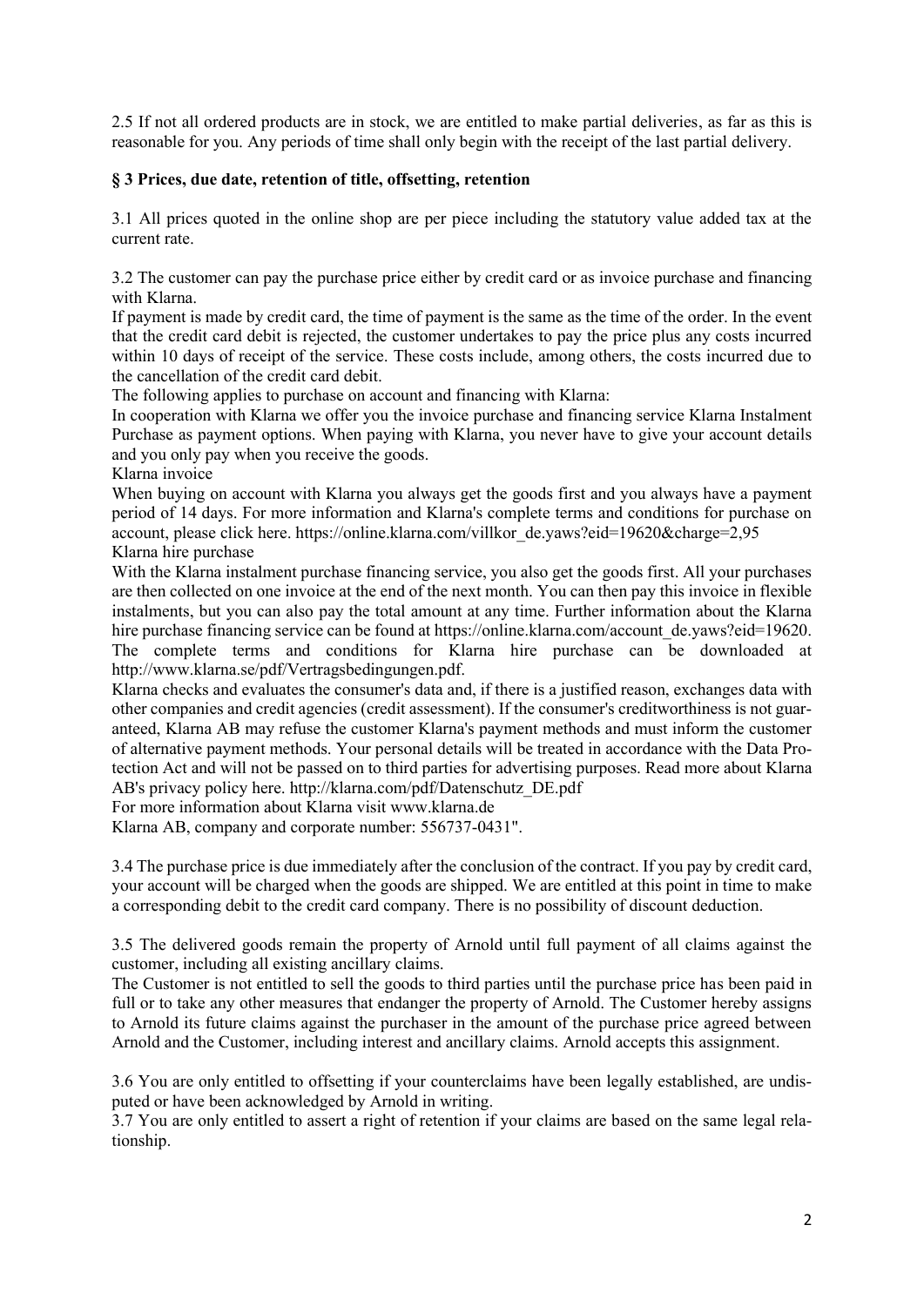2.5 If not all ordered products are in stock, we are entitled to make partial deliveries, as far as this is reasonable for you. Any periods of time shall only begin with the receipt of the last partial delivery.

## § 3 Prices, due date, retention of title, offsetting, retention

3.1 All prices quoted in the online shop are per piece including the statutory value added tax at the current rate.

3.2 The customer can pay the purchase price either by credit card or as invoice purchase and financing with Klarna.
If payment is made by credit card, the time of payment is the same as the time of the order. In the event that the credit card debit is rejected, the customer undertakes to pay the price plus any costs incurred within 10 days of receipt of the service. These costs include, among others, the costs incurred due to the cancellation of the credit card debit.
The following applies to purchase on account and financing with Klarna:
In cooperation with Klarna we offer you the invoice purchase and financing service Klarna Instalment Purchase as payment options. When paying with Klarna, you never have to give your account details and you only pay when you receive the goods.
Klarna invoice
When buying on account with Klarna you always get the goods first and you always have a payment period of 14 days. For more information and Klarna's complete terms and conditions for purchase on account, please click here. https://online.klarna.com/villkor_de.yaws?eid=19620&charge=2,95
Klarna hire purchase
With the Klarna instalment purchase financing service, you also get the goods first. All your purchases are then collected on one invoice at the end of the next month. You can then pay this invoice in flexible instalments, but you can also pay the total amount at any time. Further information about the Klarna hire purchase financing service can be found at https://online.klarna.com/account_de.yaws?eid=19620. The complete terms and conditions for Klarna hire purchase can be downloaded at http://www.klarna.se/pdf/Vertragsbedingungen.pdf.
Klarna checks and evaluates the consumer's data and, if there is a justified reason, exchanges data with other companies and credit agencies (credit assessment). If the consumer's creditworthiness is not guaranteed, Klarna AB may refuse the customer Klarna's payment methods and must inform the customer of alternative payment methods. Your personal details will be treated in accordance with the Data Protection Act and will not be passed on to third parties for advertising purposes. Read more about Klarna AB's privacy policy here. http://klarna.com/pdf/Datenschutz_DE.pdf
For more information about Klarna visit www.klarna.de
Klarna AB, company and corporate number: 556737-0431".

3.4 The purchase price is due immediately after the conclusion of the contract. If you pay by credit card, your account will be charged when the goods are shipped. We are entitled at this point in time to make a corresponding debit to the credit card company. There is no possibility of discount deduction.

3.5 The delivered goods remain the property of Arnold until full payment of all claims against the customer, including all existing ancillary claims.
The Customer is not entitled to sell the goods to third parties until the purchase price has been paid in full or to take any other measures that endanger the property of Arnold. The Customer hereby assigns to Arnold its future claims against the purchaser in the amount of the purchase price agreed between Arnold and the Customer, including interest and ancillary claims. Arnold accepts this assignment.

3.6 You are only entitled to offsetting if your counterclaims have been legally established, are undisputed or have been acknowledged by Arnold in writing.
3.7 You are only entitled to assert a right of retention if your claims are based on the same legal relationship.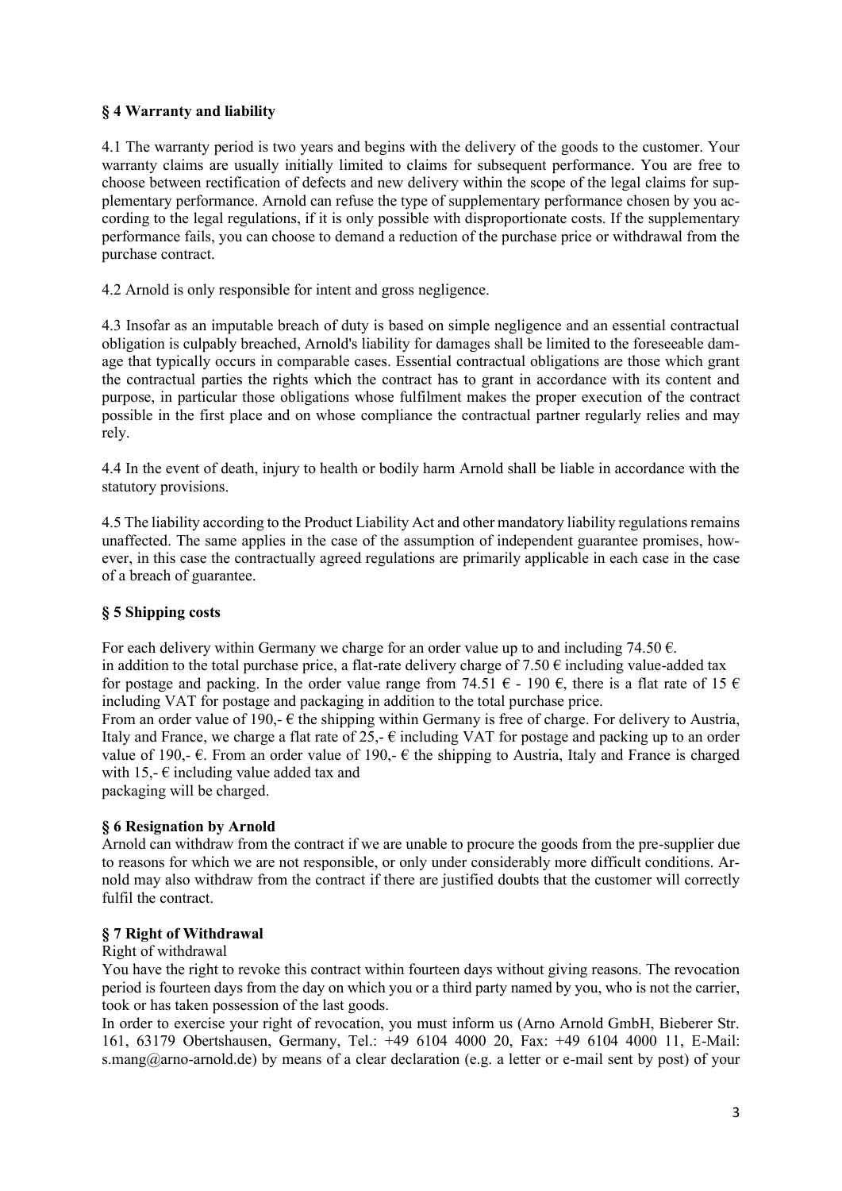### § 4 Warranty and liability

4.1 The warranty period is two years and begins with the delivery of the goods to the customer. Your warranty claims are usually initially limited to claims for subsequent performance. You are free to choose between rectification of defects and new delivery within the scope of the legal claims for supplementary performance. Arnold can refuse the type of supplementary performance chosen by you according to the legal regulations, if it is only possible with disproportionate costs. If the supplementary performance fails, you can choose to demand a reduction of the purchase price or withdrawal from the purchase contract.

4.2 Arnold is only responsible for intent and gross negligence.

4.3 Insofar as an imputable breach of duty is based on simple negligence and an essential contractual obligation is culpably breached, Arnold's liability for damages shall be limited to the foreseeable damage that typically occurs in comparable cases. Essential contractual obligations are those which grant the contractual parties the rights which the contract has to grant in accordance with its content and purpose, in particular those obligations whose fulfilment makes the proper execution of the contract possible in the first place and on whose compliance the contractual partner regularly relies and may rely.

4.4 In the event of death, injury to health or bodily harm Arnold shall be liable in accordance with the statutory provisions.

4.5 The liability according to the Product Liability Act and other mandatory liability regulations remains unaffected. The same applies in the case of the assumption of independent guarantee promises, however, in this case the contractually agreed regulations are primarily applicable in each case in the case of a breach of guarantee.

### § 5 Shipping costs

For each delivery within Germany we charge for an order value up to and including 74.50 €.
in addition to the total purchase price, a flat-rate delivery charge of 7.50 € including value-added tax for postage and packing. In the order value range from 74.51 € - 190 €, there is a flat rate of 15 € including VAT for postage and packaging in addition to the total purchase price.
From an order value of 190,- € the shipping within Germany is free of charge. For delivery to Austria, Italy and France, we charge a flat rate of 25,- € including VAT for postage and packing up to an order value of 190,- €. From an order value of 190,- € the shipping to Austria, Italy and France is charged with 15,- € including value added tax and
packaging will be charged.

### § 6 Resignation by Arnold

Arnold can withdraw from the contract if we are unable to procure the goods from the pre-supplier due to reasons for which we are not responsible, or only under considerably more difficult conditions. Arnold may also withdraw from the contract if there are justified doubts that the customer will correctly fulfil the contract.

### § 7 Right of Withdrawal

Right of withdrawal
You have the right to revoke this contract within fourteen days without giving reasons. The revocation period is fourteen days from the day on which you or a third party named by you, who is not the carrier, took or has taken possession of the last goods.
In order to exercise your right of revocation, you must inform us (Arno Arnold GmbH, Bieberer Str. 161, 63179 Obertshausen, Germany, Tel.: +49 6104 4000 20, Fax: +49 6104 4000 11, E-Mail: s.mang@arno-arnold.de) by means of a clear declaration (e.g. a letter or e-mail sent by post) of your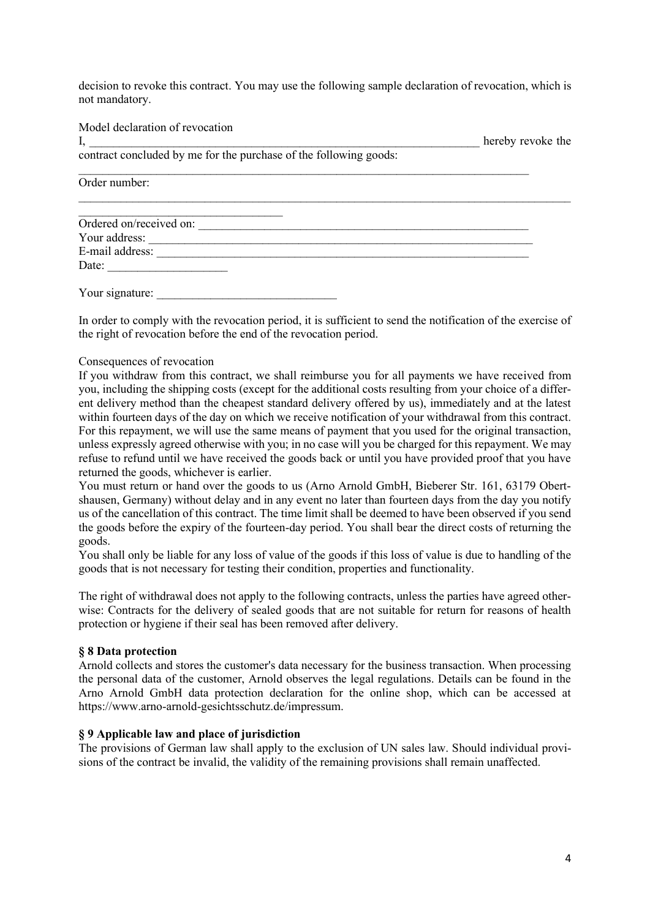decision to revoke this contract. You may use the following sample declaration of revocation, which is not mandatory.

Model declaration of revocation

I, ______________________________________________________________________ hereby revoke the contract concluded by me for the purchase of the following goods:

___________________________________________________________________________

Order number:

_____________________________________________________________________________________

__________________________________

Ordered on/received on: ____________________________________________________________

Your address: ______________________________________________________________________

E-mail address: ____________________________________________________________________

Date: ____________________

Your signature: ______________________________

In order to comply with the revocation period, it is sufficient to send the notification of the exercise of the right of revocation before the end of the revocation period.

Consequences of revocation

If you withdraw from this contract, we shall reimburse you for all payments we have received from you, including the shipping costs (except for the additional costs resulting from your choice of a different delivery method than the cheapest standard delivery offered by us), immediately and at the latest within fourteen days of the day on which we receive notification of your withdrawal from this contract. For this repayment, we will use the same means of payment that you used for the original transaction, unless expressly agreed otherwise with you; in no case will you be charged for this repayment. We may refuse to refund until we have received the goods back or until you have provided proof that you have returned the goods, whichever is earlier.

You must return or hand over the goods to us (Arno Arnold GmbH, Bieberer Str. 161, 63179 Obertshausen, Germany) without delay and in any event no later than fourteen days from the day you notify us of the cancellation of this contract. The time limit shall be deemed to have been observed if you send the goods before the expiry of the fourteen-day period. You shall bear the direct costs of returning the goods.

You shall only be liable for any loss of value of the goods if this loss of value is due to handling of the goods that is not necessary for testing their condition, properties and functionality.

The right of withdrawal does not apply to the following contracts, unless the parties have agreed otherwise: Contracts for the delivery of sealed goods that are not suitable for return for reasons of health protection or hygiene if their seal has been removed after delivery.

### § 8 Data protection

Arnold collects and stores the customer's data necessary for the business transaction. When processing the personal data of the customer, Arnold observes the legal regulations. Details can be found in the Arno Arnold GmbH data protection declaration for the online shop, which can be accessed at https://www.arno-arnold-gesichtsschutz.de/impressum.

### § 9 Applicable law and place of jurisdiction

The provisions of German law shall apply to the exclusion of UN sales law. Should individual provisions of the contract be invalid, the validity of the remaining provisions shall remain unaffected.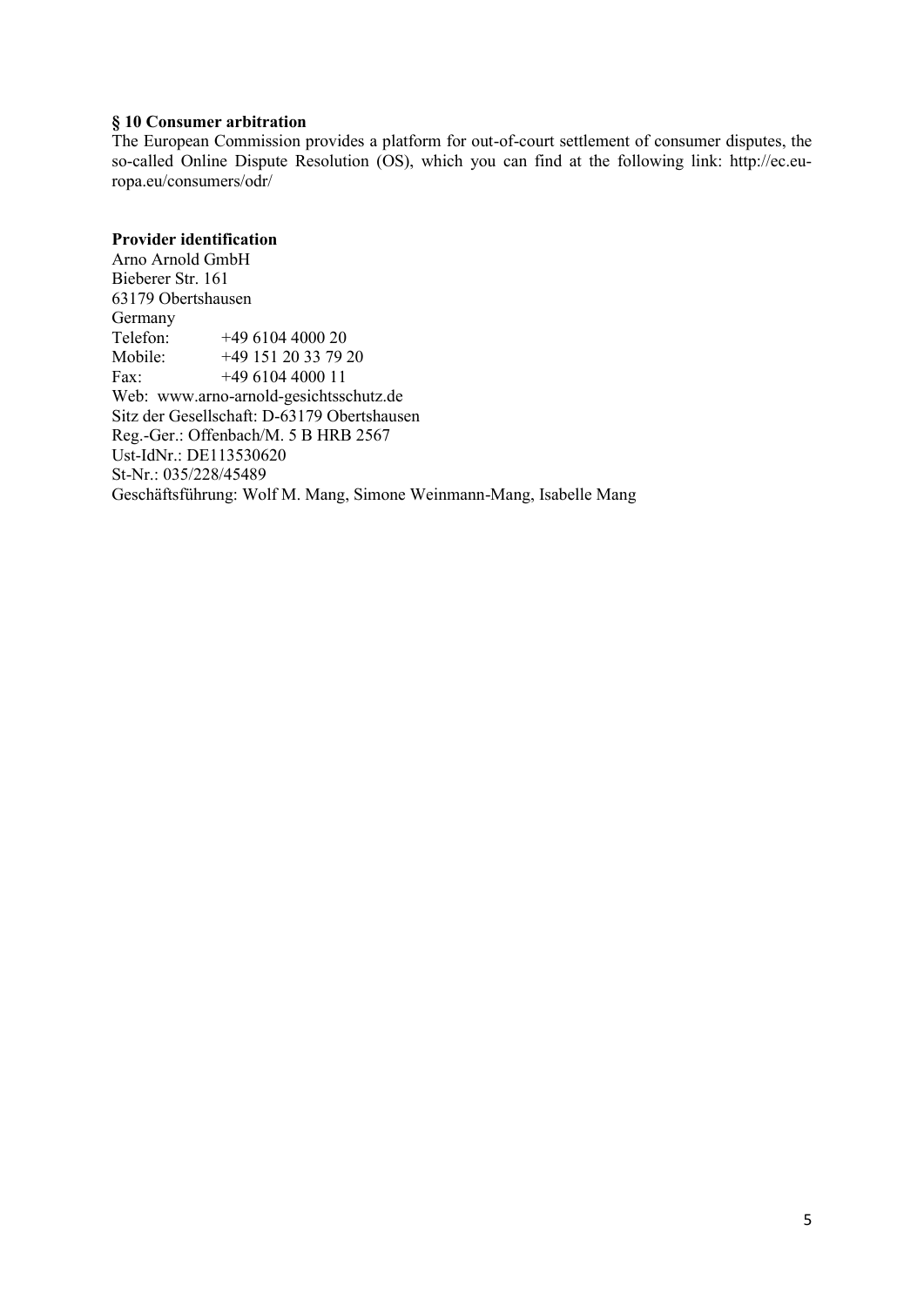**§ 10 Consumer arbitration**

The European Commission provides a platform for out-of-court settlement of consumer disputes, the so-called Online Dispute Resolution (OS), which you can find at the following link: http://ec.europa.eu/consumers/odr/

**Provider identification**

Arno Arnold GmbH
Bieberer Str. 161
63179 Obertshausen
Germany
Telefon: +49 6104 4000 20
Mobile: +49 151 20 33 79 20
Fax: +49 6104 4000 11
Web: www.arno-arnold-gesichtsschutz.de
Sitz der Gesellschaft: D-63179 Obertshausen
Reg.-Ger.: Offenbach/M. 5 B HRB 2567
Ust-IdNr.: DE113530620
St-Nr.: 035/228/45489
Geschäftsführung: Wolf M. Mang, Simone Weinmann-Mang, Isabelle Mang